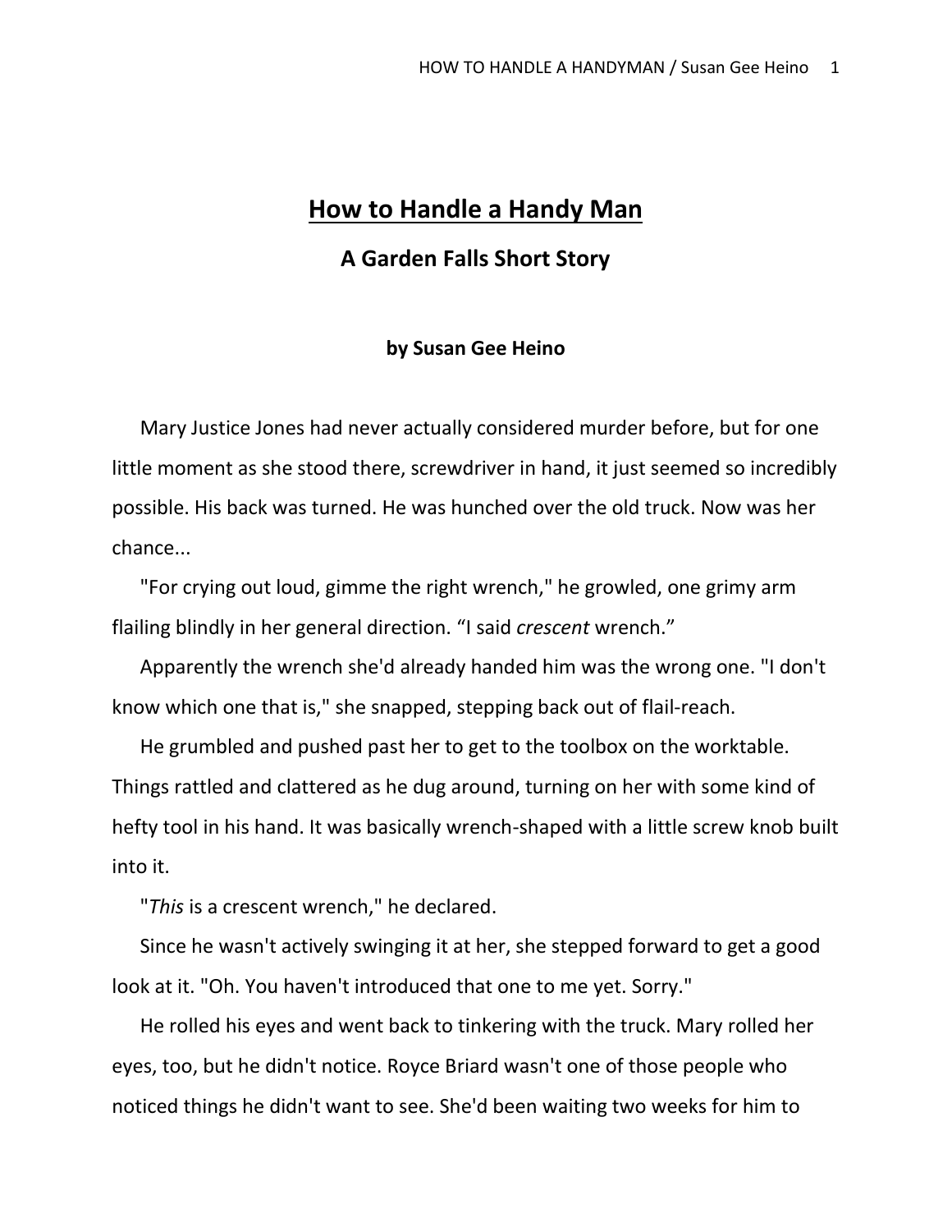# How to Handle a Handy Man

## A Garden Falls Short Story

**by Susan Gee Heino**

Mary Justice Jones had never actually considered murder before, but for one little moment as she stood there, screwdriver in hand, it just seemed so incredibly possible. His back was turned. He was hunched over the old truck. Now was her chance...

"For crying out loud, gimme the right wrench," he growled, one grimy arm flailing blindly in her general direction. "I said *crescent* wrench."

Apparently the wrench she'd already handed him was the wrong one. "I don't know which one that is," she snapped, stepping back out of flail-reach.

He grumbled and pushed past her to get to the toolbox on the worktable. Things rattled and clattered as he dug around, turning on her with some kind of hefty tool in his hand. It was basically wrench-shaped with a little screw knob built into it.

"*This* is a crescent wrench," he declared.

Since he wasn't actively swinging it at her, she stepped forward to get a good look at it. "Oh. You haven't introduced that one to me yet. Sorry."

He rolled his eyes and went back to tinkering with the truck. Mary rolled her eyes, too, but he didn't notice. Royce Briard wasn't one of those people who noticed things he didn't want to see. She'd been waiting two weeks for him to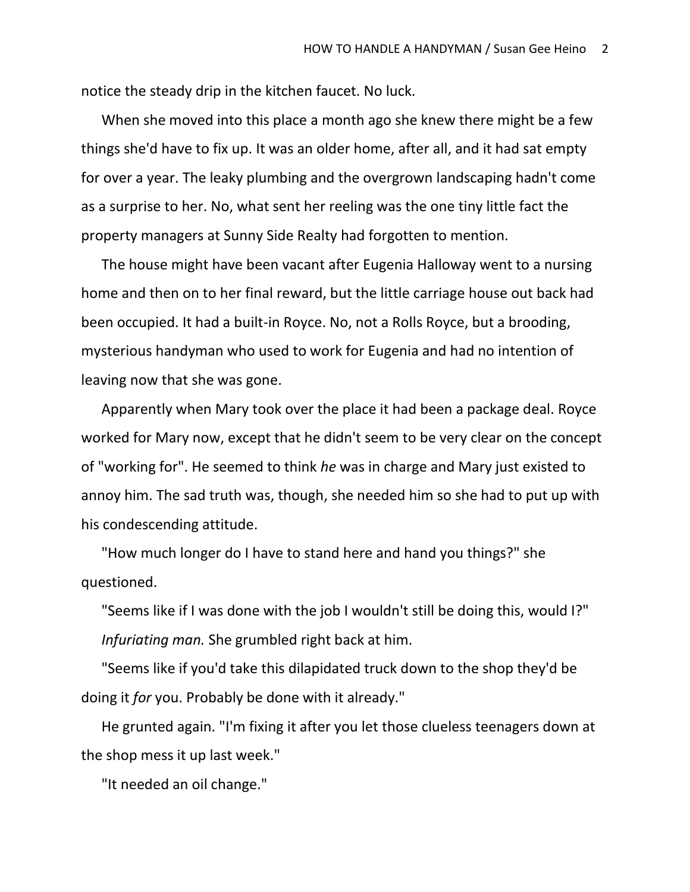notice the steady drip in the kitchen faucet. No luck.

When she moved into this place a month ago she knew there might be a few things she'd have to fix up. It was an older home, after all, and it had sat empty for over a year. The leaky plumbing and the overgrown landscaping hadn't come as a surprise to her. No, what sent her reeling was the one tiny little fact the property managers at Sunny Side Realty had forgotten to mention.

The house might have been vacant after Eugenia Halloway went to a nursing home and then on to her final reward, but the little carriage house out back had been occupied. It had a built-in Royce. No, not a Rolls Royce, but a brooding, mysterious handyman who used to work for Eugenia and had no intention of leaving now that she was gone.

Apparently when Mary took over the place it had been a package deal. Royce worked for Mary now, except that he didn't seem to be very clear on the concept of "working for". He seemed to think *he* was in charge and Mary just existed to annoy him. The sad truth was, though, she needed him so she had to put up with his condescending attitude.

"How much longer do I have to stand here and hand you things?" she questioned.

"Seems like if I was done with the job I wouldn't still be doing this, would I?"

*Infuriating man.* She grumbled right back at him.

"Seems like if you'd take this dilapidated truck down to the shop they'd be doing it *for* you. Probably be done with it already."

He grunted again. "I'm fixing it after you let those clueless teenagers down at the shop mess it up last week."

"It needed an oil change."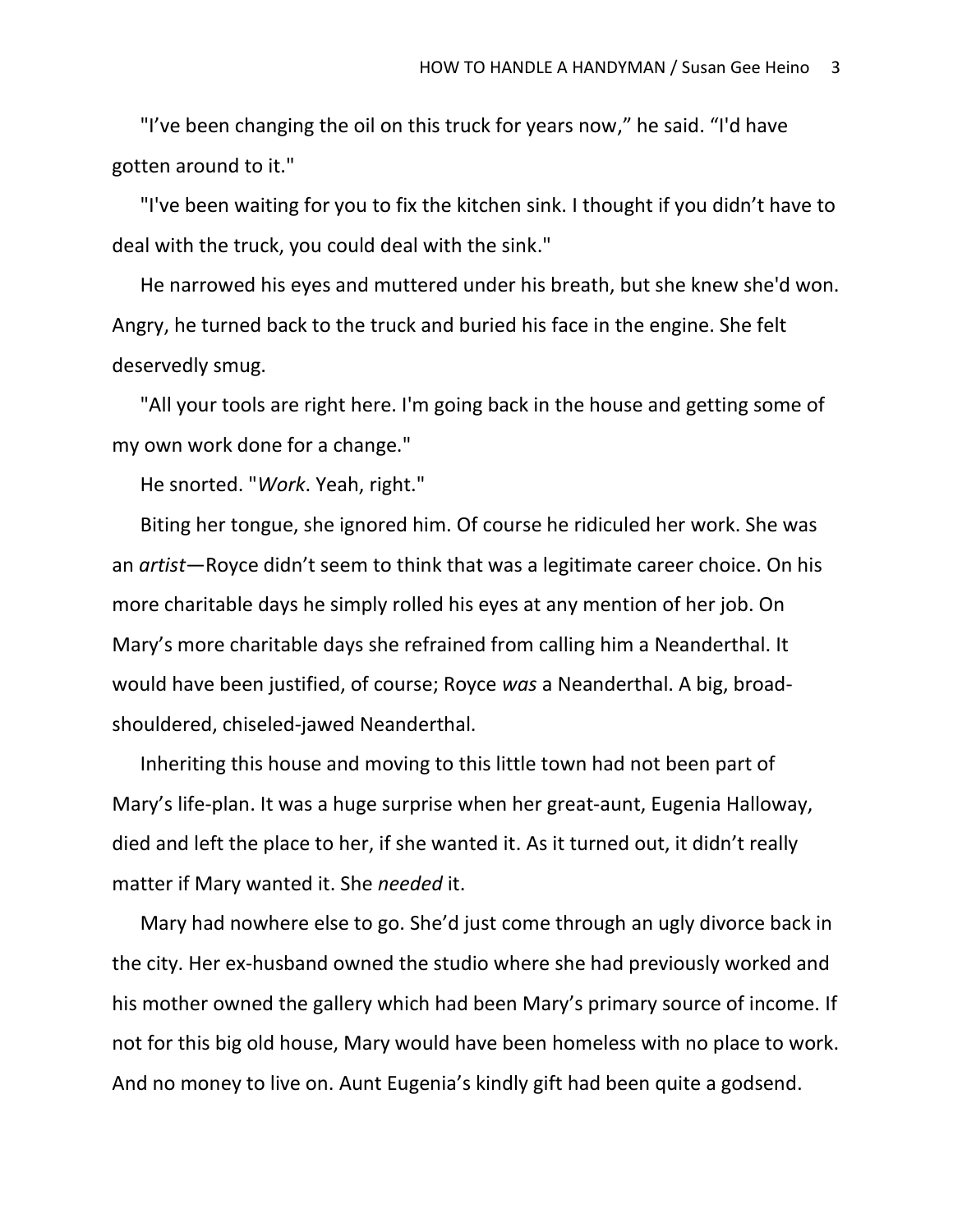"I've been changing the oil on this truck for years now," he said. "I'd have gotten around to it."

"I've been waiting for you to fix the kitchen sink. I thought if you didn't have to deal with the truck, you could deal with the sink."

He narrowed his eyes and muttered under his breath, but she knew she'd won. Angry, he turned back to the truck and buried his face in the engine. She felt deservedly smug.

"All your tools are right here. I'm going back in the house and getting some of my own work done for a change."

He snorted. "*Work*. Yeah, right."

Biting her tongue, she ignored him. Of course he ridiculed her work. She was an *artist*—Royce didn't seem to think that was a legitimate career choice. On his more charitable days he simply rolled his eyes at any mention of her job. On Mary's more charitable days she refrained from calling him a Neanderthal. It would have been justified, of course; Royce *was* a Neanderthal. A big, broad-shouldered, chiseled-jawed Neanderthal.

Inheriting this house and moving to this little town had not been part of Mary's life-plan. It was a huge surprise when her great-aunt, Eugenia Halloway, died and left the place to her, if she wanted it. As it turned out, it didn't really matter if Mary wanted it. She *needed* it.

Mary had nowhere else to go. She'd just come through an ugly divorce back in the city. Her ex-husband owned the studio where she had previously worked and his mother owned the gallery which had been Mary's primary source of income. If not for this big old house, Mary would have been homeless with no place to work. And no money to live on. Aunt Eugenia's kindly gift had been quite a godsend.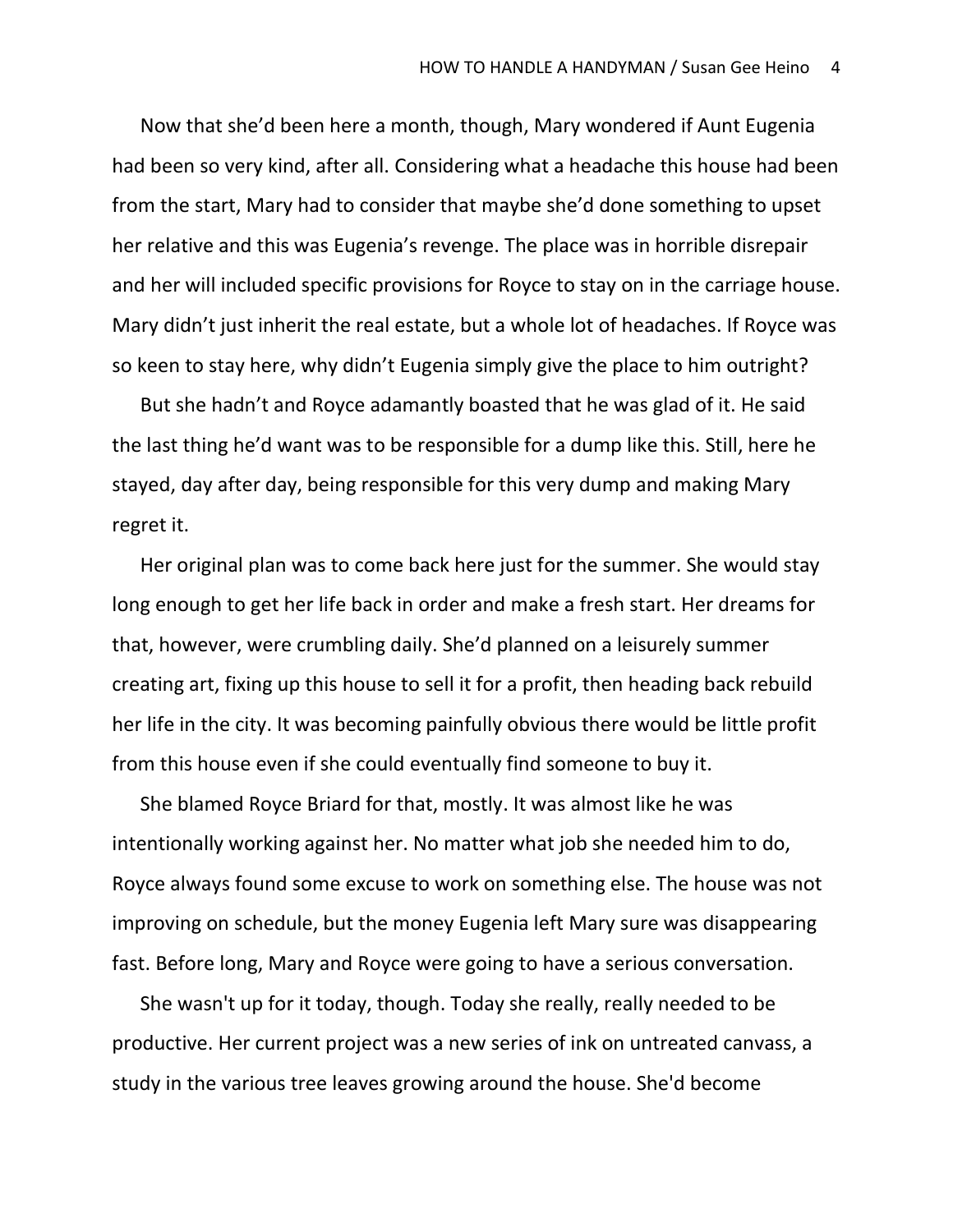Now that she'd been here a month, though, Mary wondered if Aunt Eugenia had been so very kind, after all. Considering what a headache this house had been from the start, Mary had to consider that maybe she'd done something to upset her relative and this was Eugenia's revenge. The place was in horrible disrepair and her will included specific provisions for Royce to stay on in the carriage house. Mary didn't just inherit the real estate, but a whole lot of headaches. If Royce was so keen to stay here, why didn't Eugenia simply give the place to him outright?

But she hadn't and Royce adamantly boasted that he was glad of it. He said the last thing he'd want was to be responsible for a dump like this. Still, here he stayed, day after day, being responsible for this very dump and making Mary regret it.

Her original plan was to come back here just for the summer. She would stay long enough to get her life back in order and make a fresh start. Her dreams for that, however, were crumbling daily. She'd planned on a leisurely summer creating art, fixing up this house to sell it for a profit, then heading back rebuild her life in the city. It was becoming painfully obvious there would be little profit from this house even if she could eventually find someone to buy it.

She blamed Royce Briard for that, mostly. It was almost like he was intentionally working against her. No matter what job she needed him to do, Royce always found some excuse to work on something else. The house was not improving on schedule, but the money Eugenia left Mary sure was disappearing fast. Before long, Mary and Royce were going to have a serious conversation.

She wasn't up for it today, though. Today she really, really needed to be productive. Her current project was a new series of ink on untreated canvass, a study in the various tree leaves growing around the house. She'd become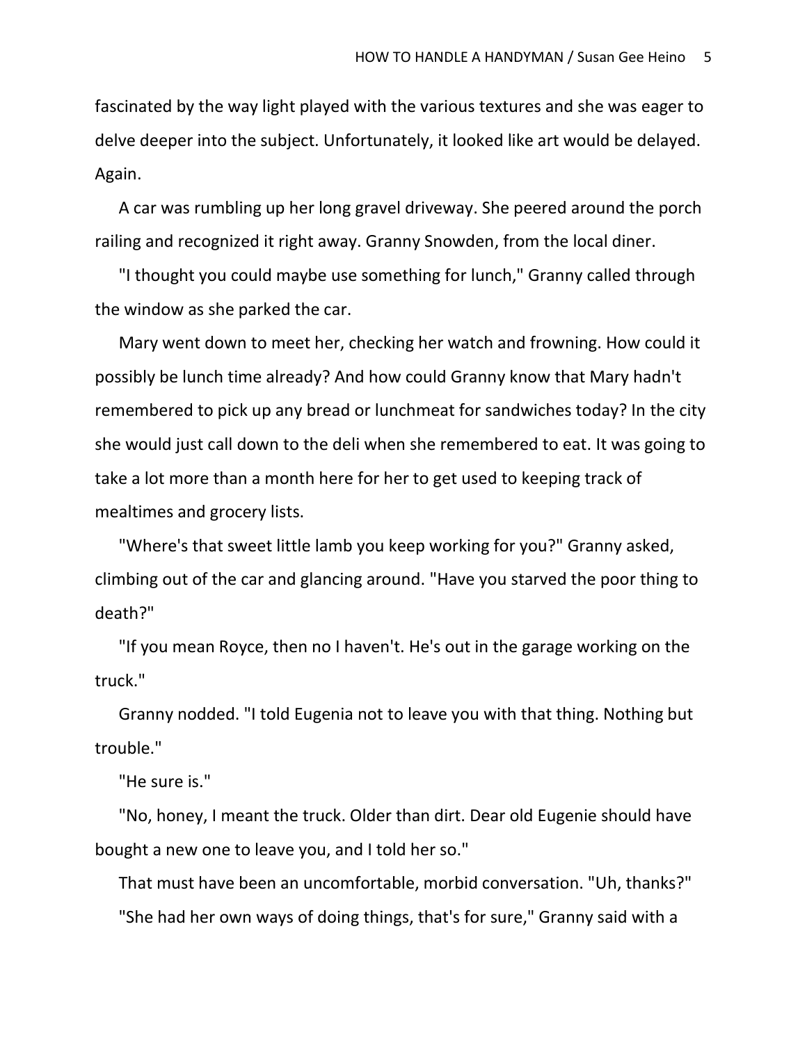fascinated by the way light played with the various textures and she was eager to delve deeper into the subject. Unfortunately, it looked like art would be delayed. Again.

A car was rumbling up her long gravel driveway. She peered around the porch railing and recognized it right away. Granny Snowden, from the local diner.

"I thought you could maybe use something for lunch," Granny called through the window as she parked the car.

Mary went down to meet her, checking her watch and frowning. How could it possibly be lunch time already? And how could Granny know that Mary hadn't remembered to pick up any bread or lunchmeat for sandwiches today? In the city she would just call down to the deli when she remembered to eat. It was going to take a lot more than a month here for her to get used to keeping track of mealtimes and grocery lists.

"Where's that sweet little lamb you keep working for you?" Granny asked, climbing out of the car and glancing around. "Have you starved the poor thing to death?"

"If you mean Royce, then no I haven't. He's out in the garage working on the truck."

Granny nodded. "I told Eugenia not to leave you with that thing. Nothing but trouble."

"He sure is."

"No, honey, I meant the truck. Older than dirt. Dear old Eugenie should have bought a new one to leave you, and I told her so."

That must have been an uncomfortable, morbid conversation. "Uh, thanks?"

"She had her own ways of doing things, that's for sure," Granny said with a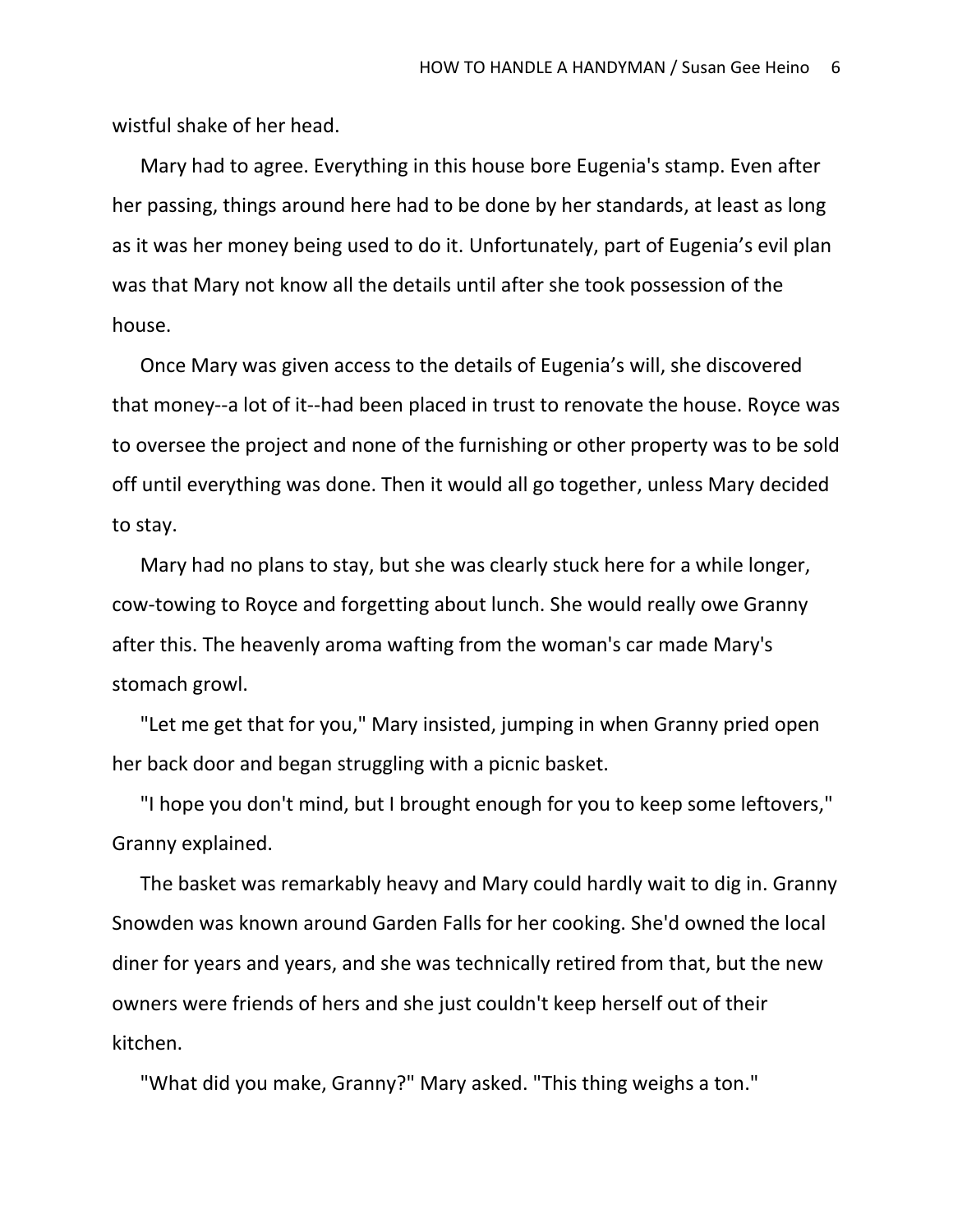wistful shake of her head.

Mary had to agree. Everything in this house bore Eugenia's stamp. Even after her passing, things around here had to be done by her standards, at least as long as it was her money being used to do it. Unfortunately, part of Eugenia’s evil plan was that Mary not know all the details until after she took possession of the house.

Once Mary was given access to the details of Eugenia’s will, she discovered that money--a lot of it--had been placed in trust to renovate the house. Royce was to oversee the project and none of the furnishing or other property was to be sold off until everything was done. Then it would all go together, unless Mary decided to stay.

Mary had no plans to stay, but she was clearly stuck here for a while longer, cow-towing to Royce and forgetting about lunch. She would really owe Granny after this. The heavenly aroma wafting from the woman's car made Mary's stomach growl.

"Let me get that for you," Mary insisted, jumping in when Granny pried open her back door and began struggling with a picnic basket.

"I hope you don't mind, but I brought enough for you to keep some leftovers," Granny explained.

The basket was remarkably heavy and Mary could hardly wait to dig in. Granny Snowden was known around Garden Falls for her cooking. She'd owned the local diner for years and years, and she was technically retired from that, but the new owners were friends of hers and she just couldn't keep herself out of their kitchen.

"What did you make, Granny?" Mary asked. "This thing weighs a ton."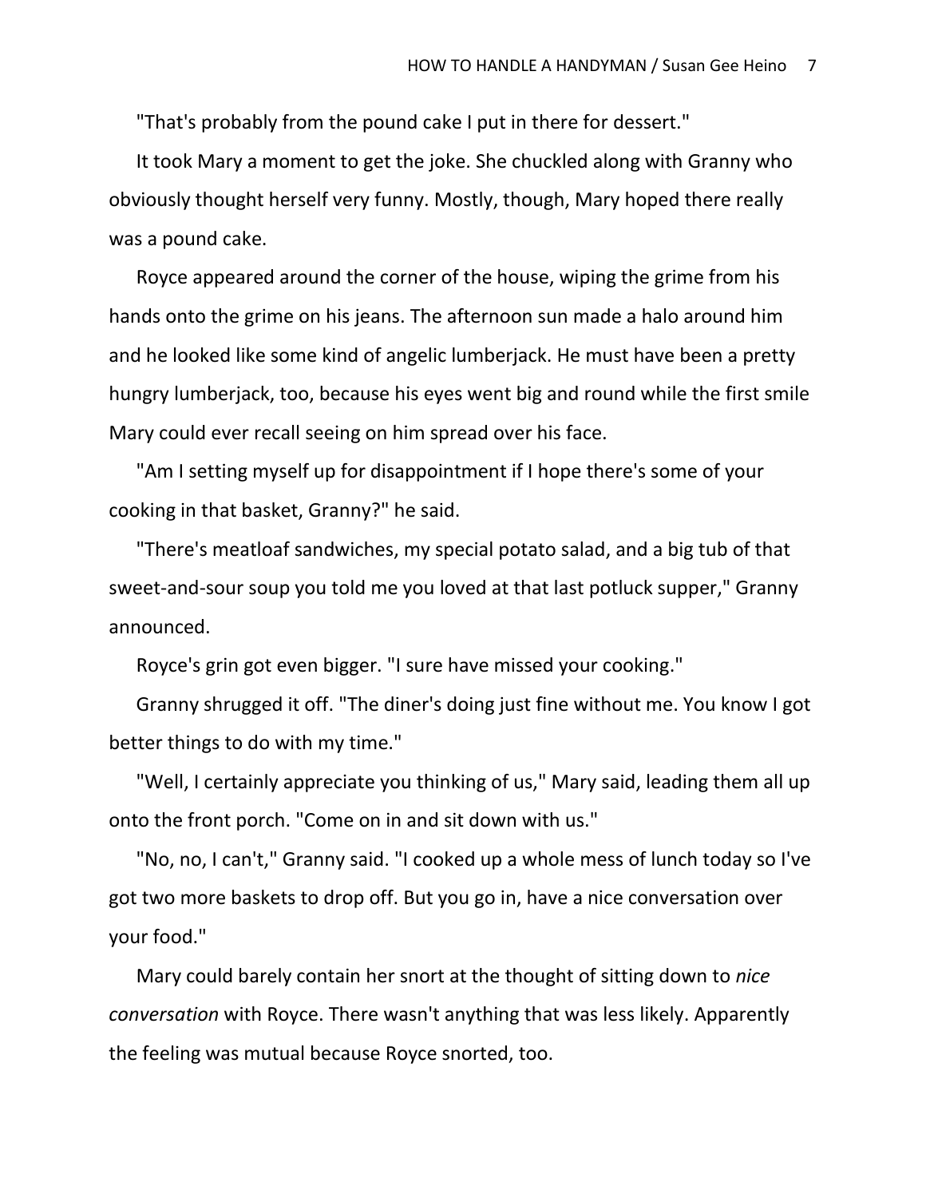"That's probably from the pound cake I put in there for dessert."

It took Mary a moment to get the joke. She chuckled along with Granny who obviously thought herself very funny. Mostly, though, Mary hoped there really was a pound cake.

Royce appeared around the corner of the house, wiping the grime from his hands onto the grime on his jeans. The afternoon sun made a halo around him and he looked like some kind of angelic lumberjack. He must have been a pretty hungry lumberjack, too, because his eyes went big and round while the first smile Mary could ever recall seeing on him spread over his face.

"Am I setting myself up for disappointment if I hope there's some of your cooking in that basket, Granny?" he said.

"There's meatloaf sandwiches, my special potato salad, and a big tub of that sweet-and-sour soup you told me you loved at that last potluck supper," Granny announced.

Royce's grin got even bigger. "I sure have missed your cooking."

Granny shrugged it off. "The diner's doing just fine without me. You know I got better things to do with my time."

"Well, I certainly appreciate you thinking of us," Mary said, leading them all up onto the front porch. "Come on in and sit down with us."

"No, no, I can't," Granny said. "I cooked up a whole mess of lunch today so I've got two more baskets to drop off. But you go in, have a nice conversation over your food."

Mary could barely contain her snort at the thought of sitting down to *nice conversation* with Royce. There wasn't anything that was less likely. Apparently the feeling was mutual because Royce snorted, too.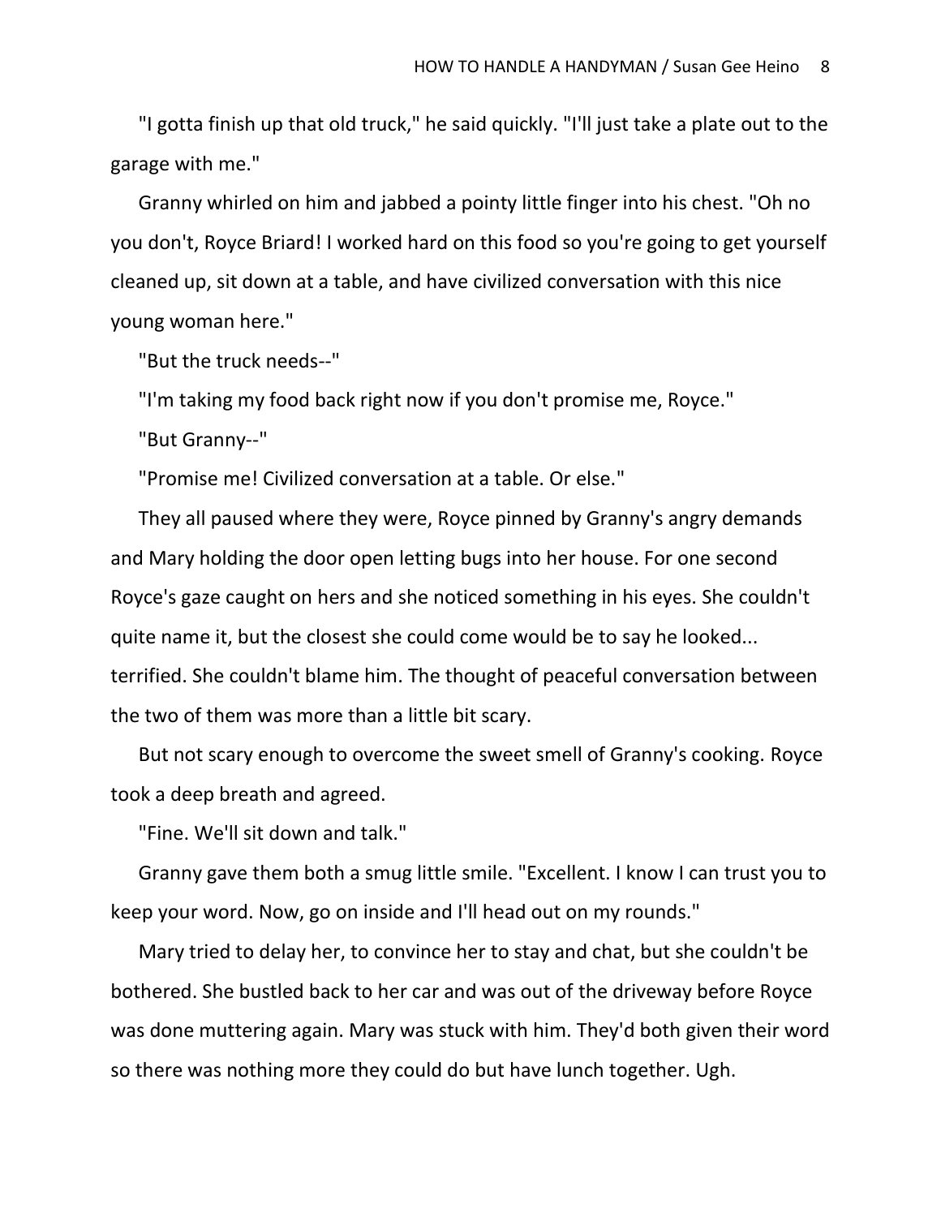"I gotta finish up that old truck," he said quickly. "I'll just take a plate out to the garage with me."

Granny whirled on him and jabbed a pointy little finger into his chest. "Oh no you don't, Royce Briard! I worked hard on this food so you're going to get yourself cleaned up, sit down at a table, and have civilized conversation with this nice young woman here."

"But the truck needs--"

"I'm taking my food back right now if you don't promise me, Royce."

"But Granny--"

"Promise me! Civilized conversation at a table. Or else."

They all paused where they were, Royce pinned by Granny's angry demands and Mary holding the door open letting bugs into her house. For one second Royce's gaze caught on hers and she noticed something in his eyes. She couldn't quite name it, but the closest she could come would be to say he looked... terrified. She couldn't blame him. The thought of peaceful conversation between the two of them was more than a little bit scary.

But not scary enough to overcome the sweet smell of Granny's cooking. Royce took a deep breath and agreed.

"Fine. We'll sit down and talk."

Granny gave them both a smug little smile. "Excellent. I know I can trust you to keep your word. Now, go on inside and I'll head out on my rounds."

Mary tried to delay her, to convince her to stay and chat, but she couldn't be bothered. She bustled back to her car and was out of the driveway before Royce was done muttering again. Mary was stuck with him. They'd both given their word so there was nothing more they could do but have lunch together. Ugh.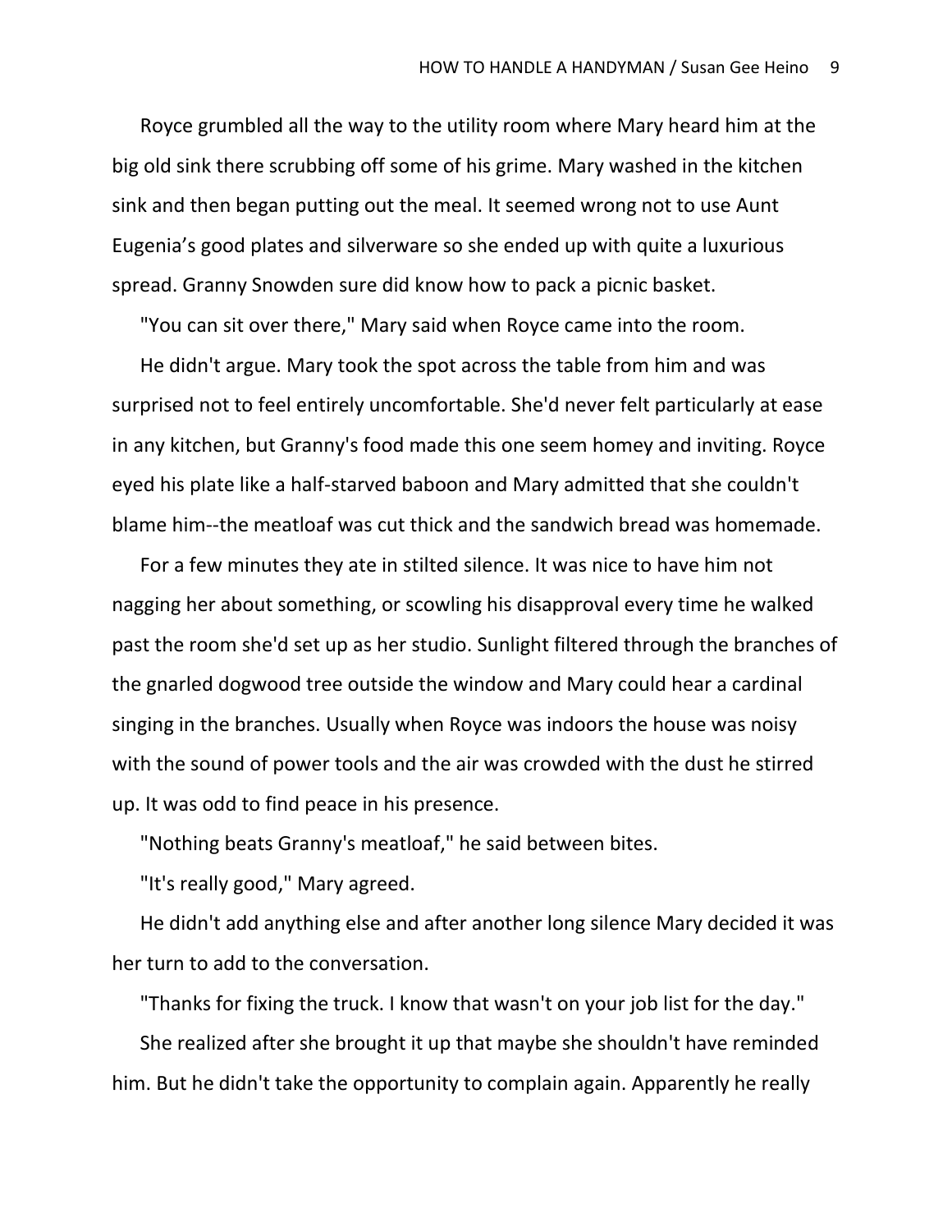Royce grumbled all the way to the utility room where Mary heard him at the big old sink there scrubbing off some of his grime. Mary washed in the kitchen sink and then began putting out the meal. It seemed wrong not to use Aunt Eugenia's good plates and silverware so she ended up with quite a luxurious spread. Granny Snowden sure did know how to pack a picnic basket.

"You can sit over there," Mary said when Royce came into the room.

He didn't argue. Mary took the spot across the table from him and was surprised not to feel entirely uncomfortable. She'd never felt particularly at ease in any kitchen, but Granny's food made this one seem homey and inviting. Royce eyed his plate like a half-starved baboon and Mary admitted that she couldn't blame him--the meatloaf was cut thick and the sandwich bread was homemade.

For a few minutes they ate in stilted silence. It was nice to have him not nagging her about something, or scowling his disapproval every time he walked past the room she'd set up as her studio. Sunlight filtered through the branches of the gnarled dogwood tree outside the window and Mary could hear a cardinal singing in the branches. Usually when Royce was indoors the house was noisy with the sound of power tools and the air was crowded with the dust he stirred up. It was odd to find peace in his presence.

"Nothing beats Granny's meatloaf," he said between bites.

"It's really good," Mary agreed.

He didn't add anything else and after another long silence Mary decided it was her turn to add to the conversation.

"Thanks for fixing the truck. I know that wasn't on your job list for the day."

She realized after she brought it up that maybe she shouldn't have reminded him. But he didn't take the opportunity to complain again. Apparently he really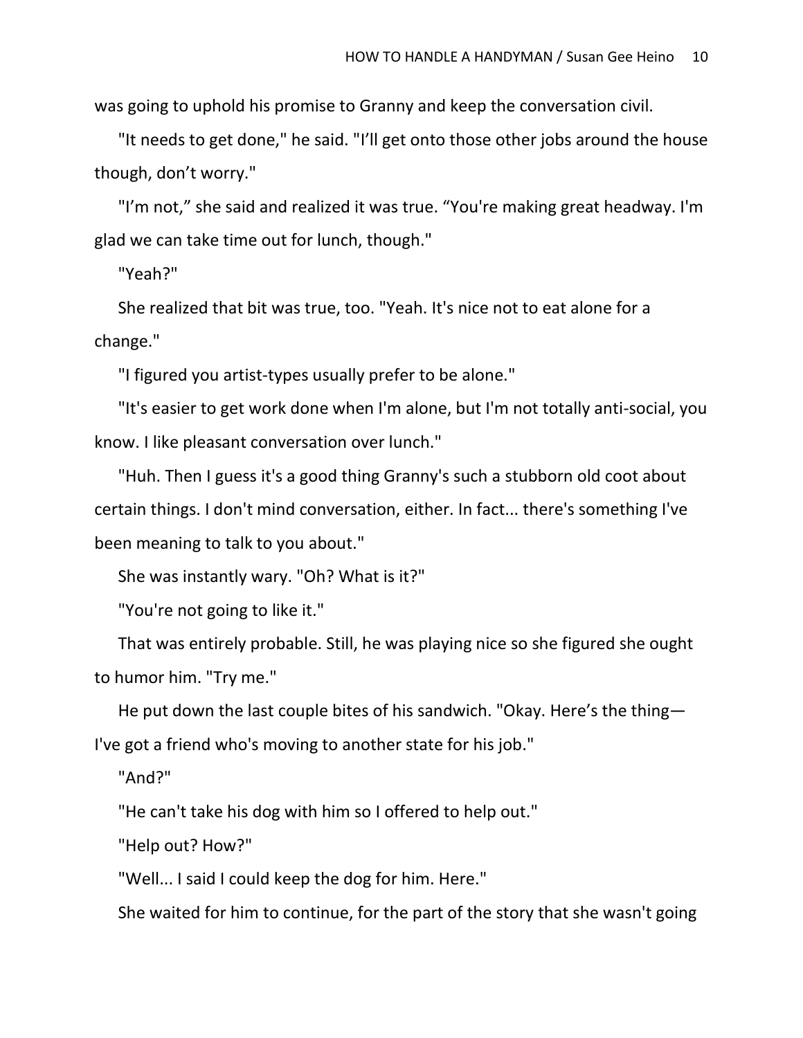was going to uphold his promise to Granny and keep the conversation civil.

"It needs to get done," he said. "I'll get onto those other jobs around the house though, don't worry."

"I'm not," she said and realized it was true. "You're making great headway. I'm glad we can take time out for lunch, though."

"Yeah?"

She realized that bit was true, too. "Yeah. It's nice not to eat alone for a change."

"I figured you artist-types usually prefer to be alone."

"It's easier to get work done when I'm alone, but I'm not totally anti-social, you know. I like pleasant conversation over lunch."

"Huh. Then I guess it's a good thing Granny's such a stubborn old coot about certain things. I don't mind conversation, either. In fact... there's something I've been meaning to talk to you about."

She was instantly wary. "Oh? What is it?"

"You're not going to like it."

That was entirely probable. Still, he was playing nice so she figured she ought to humor him. "Try me."

He put down the last couple bites of his sandwich. "Okay. Here's the thing—I've got a friend who's moving to another state for his job."

"And?"

"He can't take his dog with him so I offered to help out."

"Help out? How?"

"Well... I said I could keep the dog for him. Here."

She waited for him to continue, for the part of the story that she wasn't going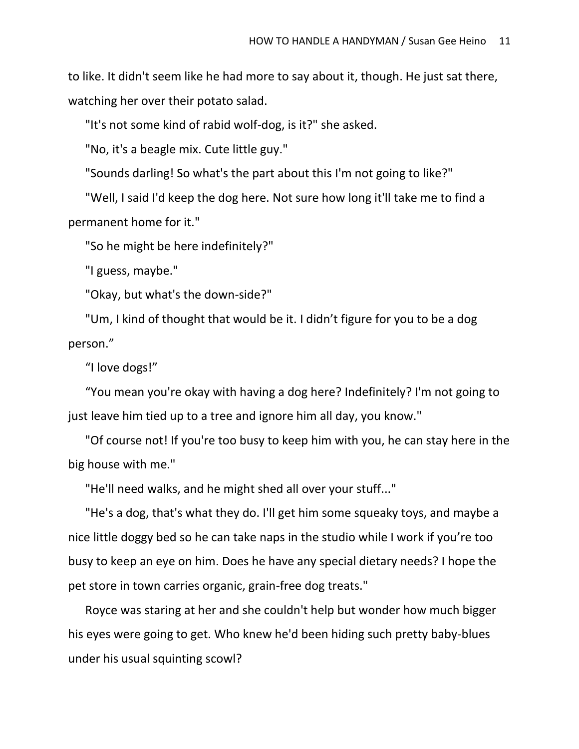to like. It didn't seem like he had more to say about it, though. He just sat there, watching her over their potato salad.

"It's not some kind of rabid wolf-dog, is it?" she asked.

"No, it's a beagle mix. Cute little guy."

"Sounds darling! So what's the part about this I'm not going to like?"

"Well, I said I'd keep the dog here. Not sure how long it'll take me to find a permanent home for it."

"So he might be here indefinitely?"

"I guess, maybe."

"Okay, but what's the down-side?"

"Um, I kind of thought that would be it. I didn't figure for you to be a dog person."

"I love dogs!"

"You mean you're okay with having a dog here? Indefinitely? I'm not going to just leave him tied up to a tree and ignore him all day, you know."

"Of course not! If you're too busy to keep him with you, he can stay here in the big house with me."

"He'll need walks, and he might shed all over your stuff..."

"He's a dog, that's what they do. I'll get him some squeaky toys, and maybe a nice little doggy bed so he can take naps in the studio while I work if you're too busy to keep an eye on him. Does he have any special dietary needs? I hope the pet store in town carries organic, grain-free dog treats."

Royce was staring at her and she couldn't help but wonder how much bigger his eyes were going to get. Who knew he'd been hiding such pretty baby-blues under his usual squinting scowl?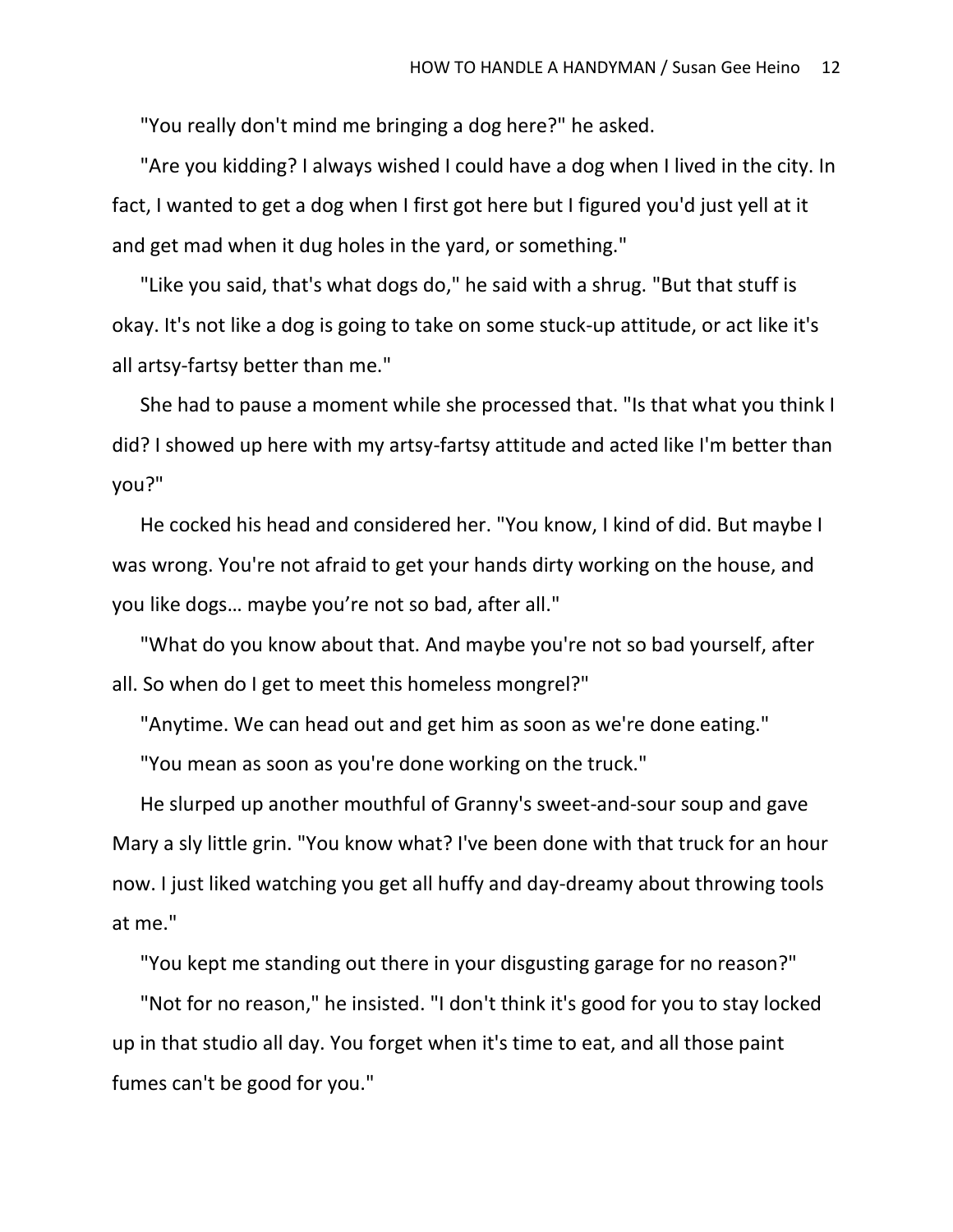"You really don't mind me bringing a dog here?" he asked.

"Are you kidding? I always wished I could have a dog when I lived in the city. In fact, I wanted to get a dog when I first got here but I figured you'd just yell at it and get mad when it dug holes in the yard, or something."

"Like you said, that's what dogs do," he said with a shrug. "But that stuff is okay. It's not like a dog is going to take on some stuck-up attitude, or act like it's all artsy-fartsy better than me."

She had to pause a moment while she processed that. "Is that what you think I did? I showed up here with my artsy-fartsy attitude and acted like I'm better than you?"

He cocked his head and considered her. "You know, I kind of did. But maybe I was wrong. You're not afraid to get your hands dirty working on the house, and you like dogs… maybe you're not so bad, after all."

"What do you know about that. And maybe you're not so bad yourself, after all. So when do I get to meet this homeless mongrel?"

"Anytime. We can head out and get him as soon as we're done eating."

"You mean as soon as you're done working on the truck."

He slurped up another mouthful of Granny's sweet-and-sour soup and gave Mary a sly little grin. "You know what? I've been done with that truck for an hour now. I just liked watching you get all huffy and day-dreamy about throwing tools at me."

"You kept me standing out there in your disgusting garage for no reason?"

"Not for no reason," he insisted. "I don't think it's good for you to stay locked up in that studio all day. You forget when it's time to eat, and all those paint fumes can't be good for you."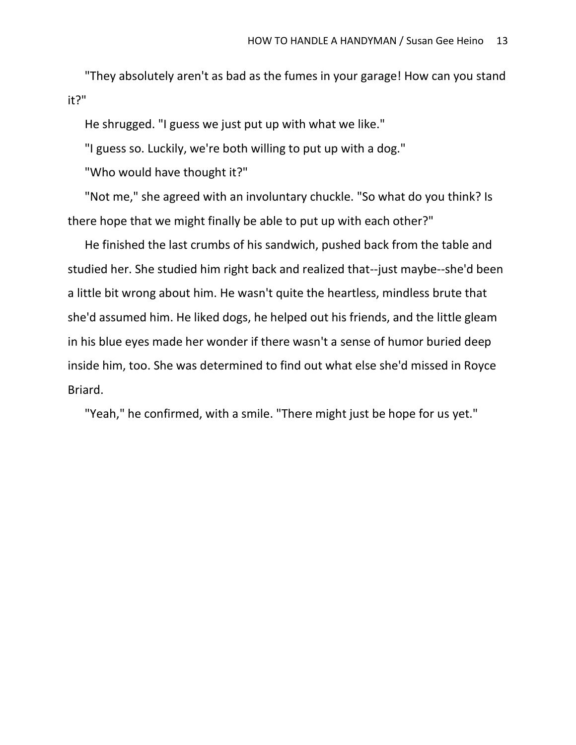"They absolutely aren't as bad as the fumes in your garage! How can you stand it?"

He shrugged. "I guess we just put up with what we like."

"I guess so. Luckily, we're both willing to put up with a dog."

"Who would have thought it?"

"Not me," she agreed with an involuntary chuckle. "So what do you think? Is there hope that we might finally be able to put up with each other?"

He finished the last crumbs of his sandwich, pushed back from the table and studied her. She studied him right back and realized that--just maybe--she'd been a little bit wrong about him. He wasn't quite the heartless, mindless brute that she'd assumed him. He liked dogs, he helped out his friends, and the little gleam in his blue eyes made her wonder if there wasn't a sense of humor buried deep inside him, too. She was determined to find out what else she'd missed in Royce Briard.

"Yeah," he confirmed, with a smile. "There might just be hope for us yet."